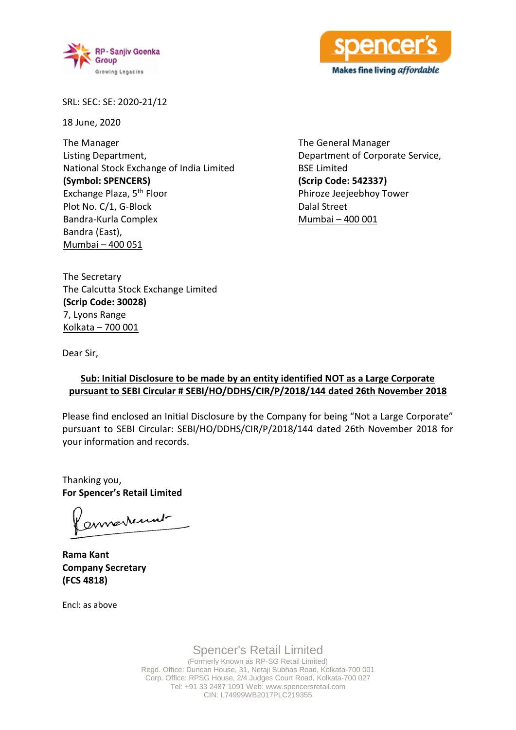SRL: SEC: SE: 2020-21/12

18 June, 2020

The Manager
Listing Department,
National Stock Exchange of India Limited
**(Symbol: SPENCERS)**
Exchange Plaza, 5th Floor
Plot No. C/1, G-Block
Bandra-Kurla Complex
Bandra (East),
Mumbai – 400 051

The General Manager
Department of Corporate Service,
BSE Limited
**(Scrip Code: 542337)**
Phiroze Jeejeebhoy Tower
Dalal Street
Mumbai – 400 001

The Secretary
The Calcutta Stock Exchange Limited
**(Scrip Code: 30028)**
7, Lyons Range
Kolkata – 700 001

Dear Sir,

**Sub: Initial Disclosure to be made by an entity identified NOT as a Large Corporate pursuant to SEBI Circular # SEBI/HO/DDHS/CIR/P/2018/144 dated 26th November 2018**

Please find enclosed an Initial Disclosure by the Company for being "Not a Large Corporate" pursuant to SEBI Circular: SEBI/HO/DDHS/CIR/P/2018/144 dated 26th November 2018 for your information and records.

Thanking you,
**For Spencer's Retail Limited**

**Rama Kant**
**Company Secretary**
**(FCS 4818)**

Encl: as above

Spencer's Retail Limited
(Formerly Known as RP-SG Retail Limited)
Regd. Office: Duncan House, 31, Netaji Subhas Road, Kolkata-700 001
Corp. Office: RPSG House, 2/4 Judges Court Road, Kolkata-700 027
Tel: +91 33 2487 1091 Web: www.spencersretail.com
CIN: L74999WB2017PLC219355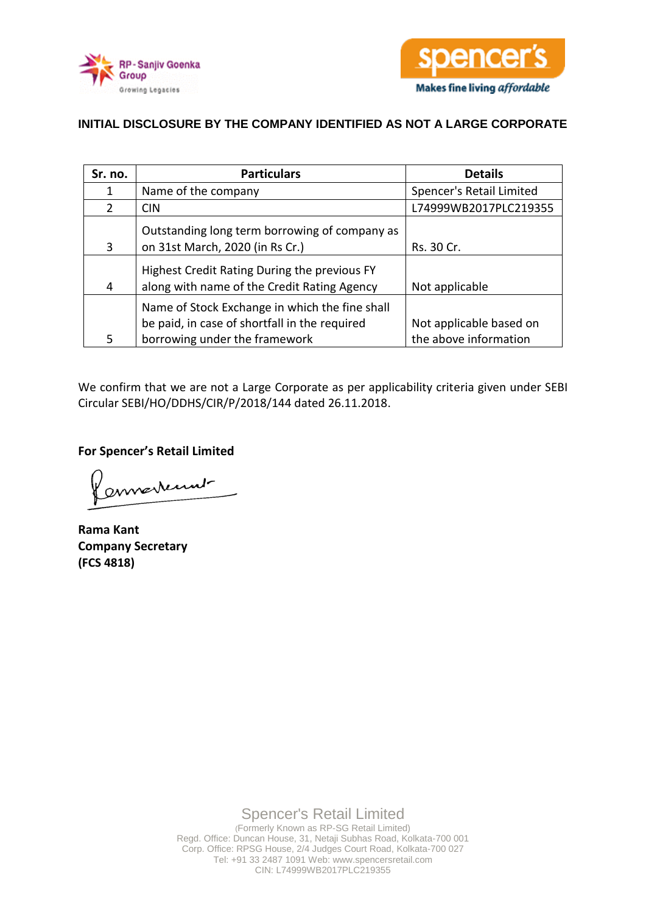**INITIAL DISCLOSURE BY THE COMPANY IDENTIFIED AS NOT A LARGE CORPORATE**

| Sr. no. | Particulars | Details |
|---|---|---|
| 1 | Name of the company | Spencer's Retail Limited |
| 2 | CIN | L74999WB2017PLC219355 |
| 3 | Outstanding long term borrowing of company as on 31st March, 2020 (in Rs Cr.) | Rs. 30 Cr. |
| 4 | Highest Credit Rating During the previous FY along with name of the Credit Rating Agency | Not applicable |
| 5 | Name of Stock Exchange in which the fine shall be paid, in case of shortfall in the required borrowing under the framework | Not applicable based on the above information |

We confirm that we are not a Large Corporate as per applicability criteria given under SEBI Circular SEBI/HO/DDHS/CIR/P/2018/144 dated 26.11.2018.

**For Spencer's Retail Limited**

**Rama Kant**
**Company Secretary**
**(FCS 4818)**

Spencer's Retail Limited
(Formerly Known as RP-SG Retail Limited)
Regd. Office: Duncan House, 31, Netaji Subhas Road, Kolkata-700 001
Corp. Office: RPSG House, 2/4 Judges Court Road, Kolkata-700 027
Tel: +91 33 2487 1091 Web: www.spencersretail.com
CIN: L74999WB2017PLC219355